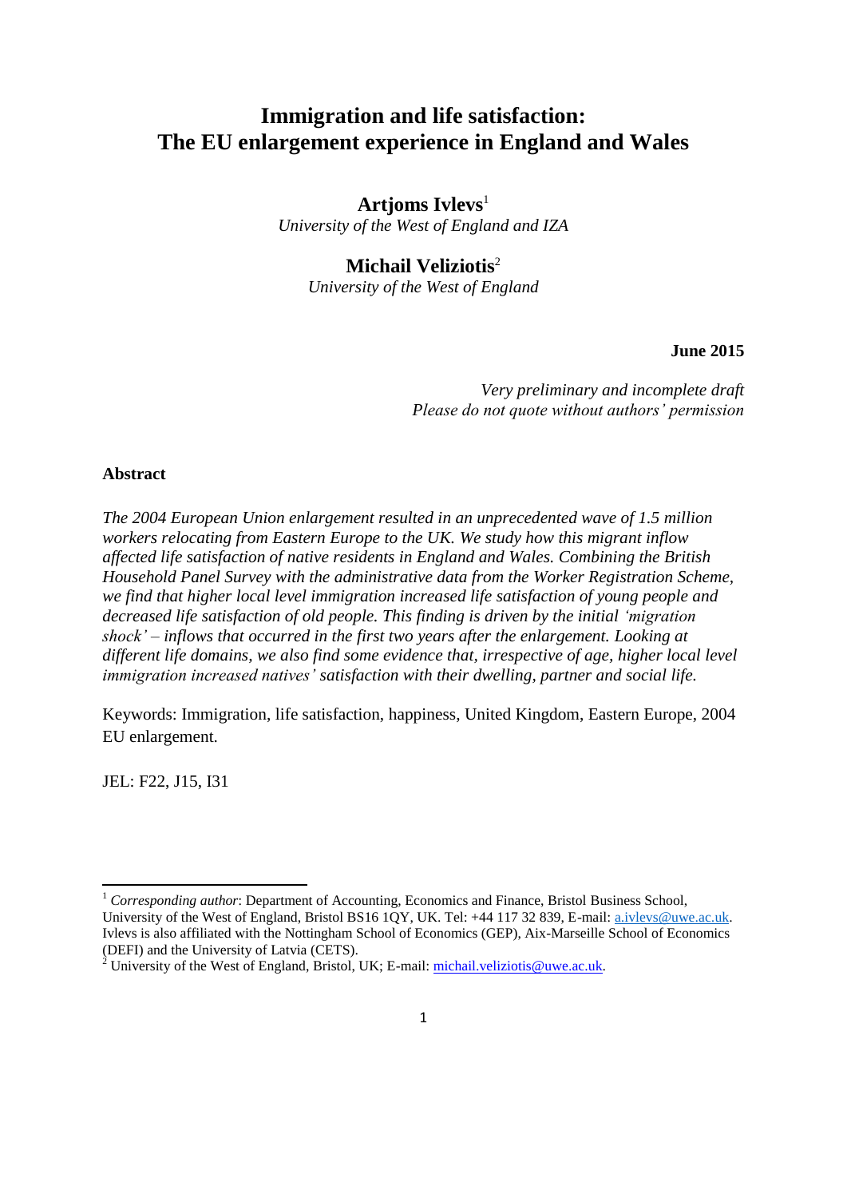# Immigration and life satisfaction: The EU enlargement experience in England and Wales

**Artjoms Ivlevs**[1]
*University of the West of England and IZA*

**Michail Veliziotis**[2]
*University of the West of England*

**June 2015**

*Very preliminary and incomplete draft*
*Please do not quote without authors' permission*

**Abstract**

*The 2004 European Union enlargement resulted in an unprecedented wave of 1.5 million workers relocating from Eastern Europe to the UK. We study how this migrant inflow affected life satisfaction of native residents in England and Wales. Combining the British Household Panel Survey with the administrative data from the Worker Registration Scheme, we find that higher local level immigration increased life satisfaction of young people and decreased life satisfaction of old people. This finding is driven by the initial 'migration shock' – inflows that occurred in the first two years after the enlargement. Looking at different life domains, we also find some evidence that, irrespective of age, higher local level immigration increased natives' satisfaction with their dwelling, partner and social life.*

Keywords: Immigration, life satisfaction, happiness, United Kingdom, Eastern Europe, 2004 EU enlargement.

JEL: F22, J15, I31

---

[1] *Corresponding author*: Department of Accounting, Economics and Finance, Bristol Business School, University of the West of England, Bristol BS16 1QY, UK. Tel: +44 117 32 839, E-mail: a.ivlevs@uwe.ac.uk. Ivlevs is also affiliated with the Nottingham School of Economics (GEP), Aix-Marseille School of Economics (DEFI) and the University of Latvia (CETS).

[2] University of the West of England, Bristol, UK; E-mail: michail.veliziotis@uwe.ac.uk.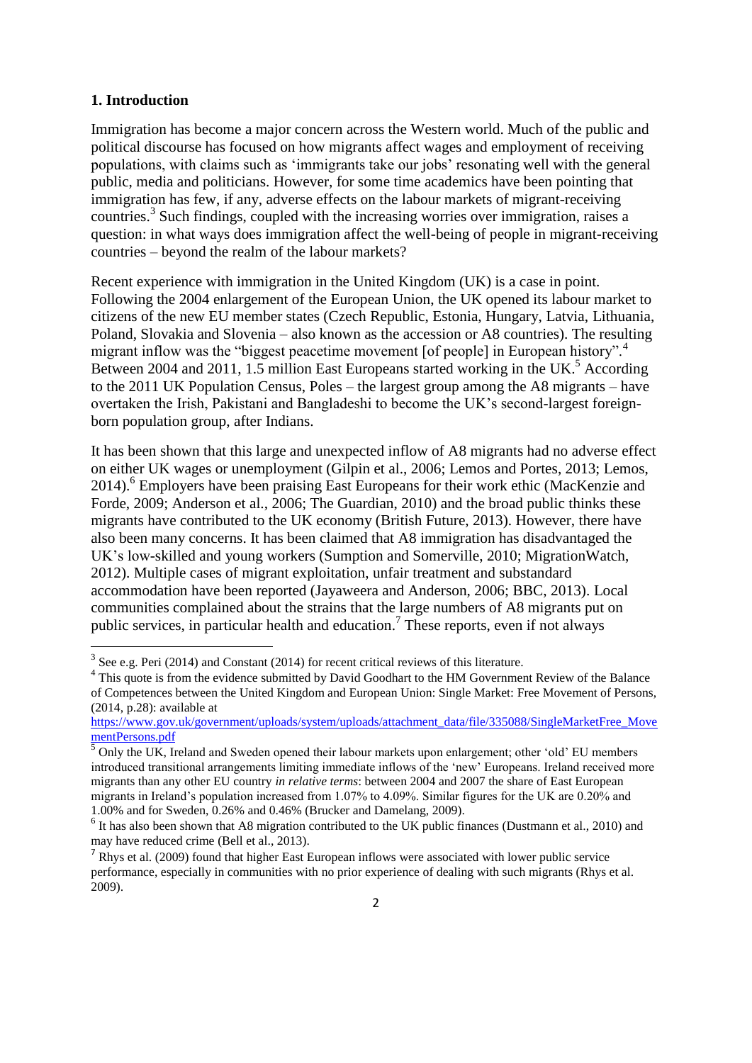## 1. Introduction

Immigration has become a major concern across the Western world. Much of the public and political discourse has focused on how migrants affect wages and employment of receiving populations, with claims such as 'immigrants take our jobs' resonating well with the general public, media and politicians. However, for some time academics have been pointing that immigration has few, if any, adverse effects on the labour markets of migrant-receiving countries.[3] Such findings, coupled with the increasing worries over immigration, raises a question: in what ways does immigration affect the well-being of people in migrant-receiving countries – beyond the realm of the labour markets?

Recent experience with immigration in the United Kingdom (UK) is a case in point. Following the 2004 enlargement of the European Union, the UK opened its labour market to citizens of the new EU member states (Czech Republic, Estonia, Hungary, Latvia, Lithuania, Poland, Slovakia and Slovenia – also known as the accession or A8 countries). The resulting migrant inflow was the "biggest peacetime movement [of people] in European history".[4] Between 2004 and 2011, 1.5 million East Europeans started working in the UK.[5] According to the 2011 UK Population Census, Poles – the largest group among the A8 migrants – have overtaken the Irish, Pakistani and Bangladeshi to become the UK's second-largest foreign-born population group, after Indians.

It has been shown that this large and unexpected inflow of A8 migrants had no adverse effect on either UK wages or unemployment (Gilpin et al., 2006; Lemos and Portes, 2013; Lemos, 2014).[6] Employers have been praising East Europeans for their work ethic (MacKenzie and Forde, 2009; Anderson et al., 2006; The Guardian, 2010) and the broad public thinks these migrants have contributed to the UK economy (British Future, 2013). However, there have also been many concerns. It has been claimed that A8 immigration has disadvantaged the UK's low-skilled and young workers (Sumption and Somerville, 2010; MigrationWatch, 2012). Multiple cases of migrant exploitation, unfair treatment and substandard accommodation have been reported (Jayaweera and Anderson, 2006; BBC, 2013). Local communities complained about the strains that the large numbers of A8 migrants put on public services, in particular health and education.[7] These reports, even if not always

[3] See e.g. Peri (2014) and Constant (2014) for recent critical reviews of this literature.

[4] This quote is from the evidence submitted by David Goodhart to the HM Government Review of the Balance of Competences between the United Kingdom and European Union: Single Market: Free Movement of Persons, (2014, p.28): available at https://www.gov.uk/government/uploads/system/uploads/attachment_data/file/335088/SingleMarketFree_MovementPersons.pdf

[5] Only the UK, Ireland and Sweden opened their labour markets upon enlargement; other 'old' EU members introduced transitional arrangements limiting immediate inflows of the 'new' Europeans. Ireland received more migrants than any other EU country *in relative terms*: between 2004 and 2007 the share of East European migrants in Ireland's population increased from 1.07% to 4.09%. Similar figures for the UK are 0.20% and 1.00% and for Sweden, 0.26% and 0.46% (Brucker and Damelang, 2009).

[6] It has also been shown that A8 migration contributed to the UK public finances (Dustmann et al., 2010) and may have reduced crime (Bell et al., 2013).

[7] Rhys et al. (2009) found that higher East European inflows were associated with lower public service performance, especially in communities with no prior experience of dealing with such migrants (Rhys et al. 2009).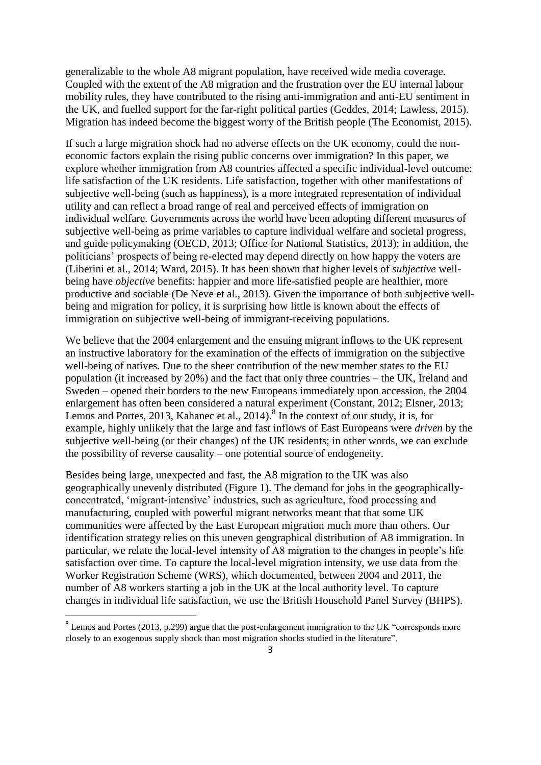generalizable to the whole A8 migrant population, have received wide media coverage. Coupled with the extent of the A8 migration and the frustration over the EU internal labour mobility rules, they have contributed to the rising anti-immigration and anti-EU sentiment in the UK, and fuelled support for the far-right political parties (Geddes, 2014; Lawless, 2015). Migration has indeed become the biggest worry of the British people (The Economist, 2015).

If such a large migration shock had no adverse effects on the UK economy, could the non-economic factors explain the rising public concerns over immigration? In this paper, we explore whether immigration from A8 countries affected a specific individual-level outcome: life satisfaction of the UK residents. Life satisfaction, together with other manifestations of subjective well-being (such as happiness), is a more integrated representation of individual utility and can reflect a broad range of real and perceived effects of immigration on individual welfare. Governments across the world have been adopting different measures of subjective well-being as prime variables to capture individual welfare and societal progress, and guide policymaking (OECD, 2013; Office for National Statistics, 2013); in addition, the politicians' prospects of being re-elected may depend directly on how happy the voters are (Liberini et al., 2014; Ward, 2015). It has been shown that higher levels of *subjective* well-being have *objective* benefits: happier and more life-satisfied people are healthier, more productive and sociable (De Neve et al., 2013). Given the importance of both subjective well-being and migration for policy, it is surprising how little is known about the effects of immigration on subjective well-being of immigrant-receiving populations.

We believe that the 2004 enlargement and the ensuing migrant inflows to the UK represent an instructive laboratory for the examination of the effects of immigration on the subjective well-being of natives. Due to the sheer contribution of the new member states to the EU population (it increased by 20%) and the fact that only three countries – the UK, Ireland and Sweden – opened their borders to the new Europeans immediately upon accession, the 2004 enlargement has often been considered a natural experiment (Constant, 2012; Elsner, 2013; Lemos and Portes, 2013, Kahanec et al., 2014).[8] In the context of our study, it is, for example, highly unlikely that the large and fast inflows of East Europeans were *driven* by the subjective well-being (or their changes) of the UK residents; in other words, we can exclude the possibility of reverse causality – one potential source of endogeneity.

Besides being large, unexpected and fast, the A8 migration to the UK was also geographically unevenly distributed (Figure 1). The demand for jobs in the geographically-concentrated, 'migrant-intensive' industries, such as agriculture, food processing and manufacturing, coupled with powerful migrant networks meant that that some UK communities were affected by the East European migration much more than others. Our identification strategy relies on this uneven geographical distribution of A8 immigration. In particular, we relate the local-level intensity of A8 migration to the changes in people's life satisfaction over time. To capture the local-level migration intensity, we use data from the Worker Registration Scheme (WRS), which documented, between 2004 and 2011, the number of A8 workers starting a job in the UK at the local authority level. To capture changes in individual life satisfaction, we use the British Household Panel Survey (BHPS).

[8] Lemos and Portes (2013, p.299) argue that the post-enlargement immigration to the UK "corresponds more closely to an exogenous supply shock than most migration shocks studied in the literature".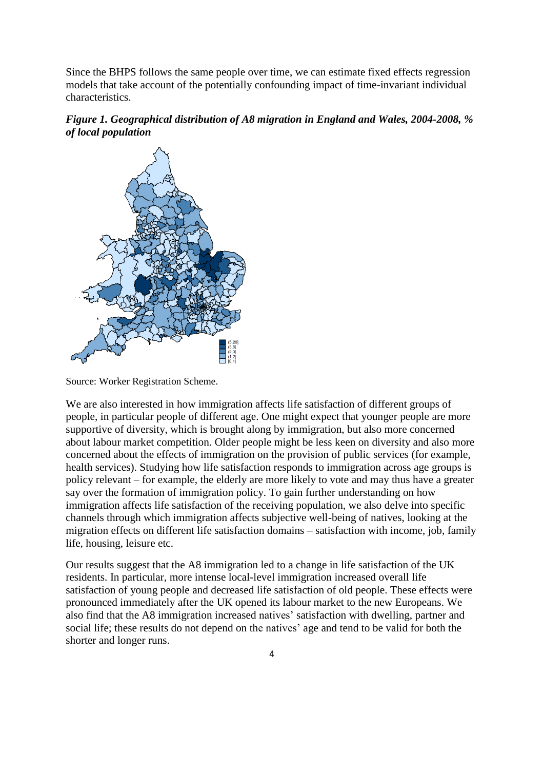Since the BHPS follows the same people over time, we can estimate fixed effects regression models that take account of the potentially confounding impact of time-invariant individual characteristics.

***Figure 1. Geographical distribution of A8 migration in England and Wales, 2004-2008, % of local population***

Source: Worker Registration Scheme.

We are also interested in how immigration affects life satisfaction of different groups of people, in particular people of different age. One might expect that younger people are more supportive of diversity, which is brought along by immigration, but also more concerned about labour market competition. Older people might be less keen on diversity and also more concerned about the effects of immigration on the provision of public services (for example, health services). Studying how life satisfaction responds to immigration across age groups is policy relevant – for example, the elderly are more likely to vote and may thus have a greater say over the formation of immigration policy. To gain further understanding on how immigration affects life satisfaction of the receiving population, we also delve into specific channels through which immigration affects subjective well-being of natives, looking at the migration effects on different life satisfaction domains – satisfaction with income, job, family life, housing, leisure etc.

Our results suggest that the A8 immigration led to a change in life satisfaction of the UK residents. In particular, more intense local-level immigration increased overall life satisfaction of young people and decreased life satisfaction of old people. These effects were pronounced immediately after the UK opened its labour market to the new Europeans. We also find that the A8 immigration increased natives' satisfaction with dwelling, partner and social life; these results do not depend on the natives' age and tend to be valid for both the shorter and longer runs.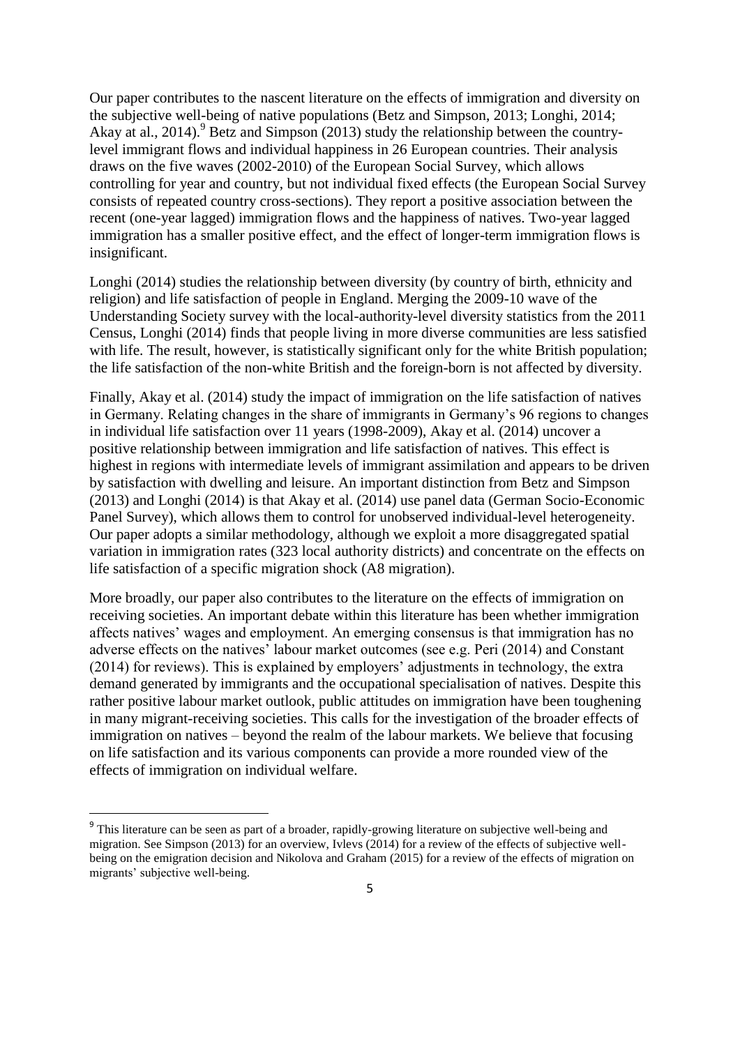Our paper contributes to the nascent literature on the effects of immigration and diversity on the subjective well-being of native populations (Betz and Simpson, 2013; Longhi, 2014; Akay at al., 2014).[9] Betz and Simpson (2013) study the relationship between the country-level immigrant flows and individual happiness in 26 European countries. Their analysis draws on the five waves (2002-2010) of the European Social Survey, which allows controlling for year and country, but not individual fixed effects (the European Social Survey consists of repeated country cross-sections). They report a positive association between the recent (one-year lagged) immigration flows and the happiness of natives. Two-year lagged immigration has a smaller positive effect, and the effect of longer-term immigration flows is insignificant.

Longhi (2014) studies the relationship between diversity (by country of birth, ethnicity and religion) and life satisfaction of people in England. Merging the 2009-10 wave of the Understanding Society survey with the local-authority-level diversity statistics from the 2011 Census, Longhi (2014) finds that people living in more diverse communities are less satisfied with life. The result, however, is statistically significant only for the white British population; the life satisfaction of the non-white British and the foreign-born is not affected by diversity.

Finally, Akay et al. (2014) study the impact of immigration on the life satisfaction of natives in Germany. Relating changes in the share of immigrants in Germany's 96 regions to changes in individual life satisfaction over 11 years (1998-2009), Akay et al. (2014) uncover a positive relationship between immigration and life satisfaction of natives. This effect is highest in regions with intermediate levels of immigrant assimilation and appears to be driven by satisfaction with dwelling and leisure. An important distinction from Betz and Simpson (2013) and Longhi (2014) is that Akay et al. (2014) use panel data (German Socio-Economic Panel Survey), which allows them to control for unobserved individual-level heterogeneity. Our paper adopts a similar methodology, although we exploit a more disaggregated spatial variation in immigration rates (323 local authority districts) and concentrate on the effects on life satisfaction of a specific migration shock (A8 migration).

More broadly, our paper also contributes to the literature on the effects of immigration on receiving societies. An important debate within this literature has been whether immigration affects natives' wages and employment. An emerging consensus is that immigration has no adverse effects on the natives' labour market outcomes (see e.g. Peri (2014) and Constant (2014) for reviews). This is explained by employers' adjustments in technology, the extra demand generated by immigrants and the occupational specialisation of natives. Despite this rather positive labour market outlook, public attitudes on immigration have been toughening in many migrant-receiving societies. This calls for the investigation of the broader effects of immigration on natives – beyond the realm of the labour markets. We believe that focusing on life satisfaction and its various components can provide a more rounded view of the effects of immigration on individual welfare.

[9] This literature can be seen as part of a broader, rapidly-growing literature on subjective well-being and migration. See Simpson (2013) for an overview, Ivlevs (2014) for a review of the effects of subjective well-being on the emigration decision and Nikolova and Graham (2015) for a review of the effects of migration on migrants' subjective well-being.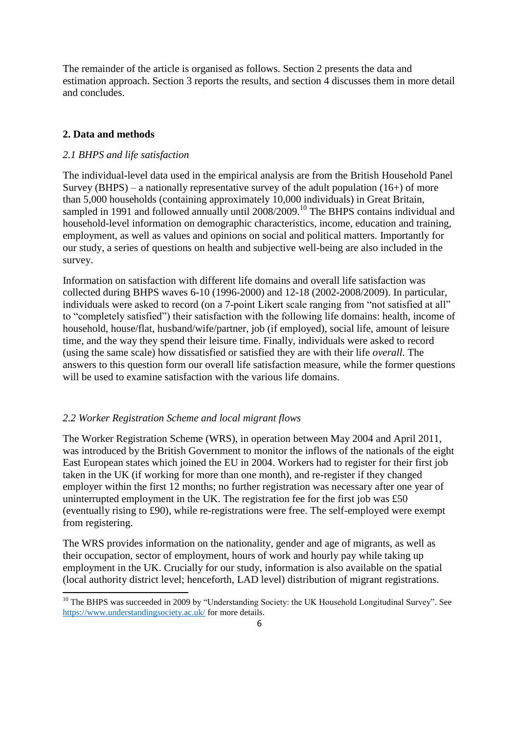The remainder of the article is organised as follows. Section 2 presents the data and estimation approach. Section 3 reports the results, and section 4 discusses them in more detail and concludes.

## 2. Data and methods

### *2.1 BHPS and life satisfaction*

The individual-level data used in the empirical analysis are from the British Household Panel Survey (BHPS) – a nationally representative survey of the adult population (16+) of more than 5,000 households (containing approximately 10,000 individuals) in Great Britain, sampled in 1991 and followed annually until 2008/2009.[10] The BHPS contains individual and household-level information on demographic characteristics, income, education and training, employment, as well as values and opinions on social and political matters. Importantly for our study, a series of questions on health and subjective well-being are also included in the survey.

Information on satisfaction with different life domains and overall life satisfaction was collected during BHPS waves 6-10 (1996-2000) and 12-18 (2002-2008/2009). In particular, individuals were asked to record (on a 7-point Likert scale ranging from "not satisfied at all" to "completely satisfied") their satisfaction with the following life domains: health, income of household, house/flat, husband/wife/partner, job (if employed), social life, amount of leisure time, and the way they spend their leisure time. Finally, individuals were asked to record (using the same scale) how dissatisfied or satisfied they are with their life *overall*. The answers to this question form our overall life satisfaction measure, while the former questions will be used to examine satisfaction with the various life domains.

### *2.2 Worker Registration Scheme and local migrant flows*

The Worker Registration Scheme (WRS), in operation between May 2004 and April 2011, was introduced by the British Government to monitor the inflows of the nationals of the eight East European states which joined the EU in 2004. Workers had to register for their first job taken in the UK (if working for more than one month), and re-register if they changed employer within the first 12 months; no further registration was necessary after one year of uninterrupted employment in the UK. The registration fee for the first job was £50 (eventually rising to £90), while re-registrations were free. The self-employed were exempt from registering.

The WRS provides information on the nationality, gender and age of migrants, as well as their occupation, sector of employment, hours of work and hourly pay while taking up employment in the UK. Crucially for our study, information is also available on the spatial (local authority district level; henceforth, LAD level) distribution of migrant registrations.

[10] The BHPS was succeeded in 2009 by "Understanding Society: the UK Household Longitudinal Survey". See https://www.understandingsociety.ac.uk/ for more details.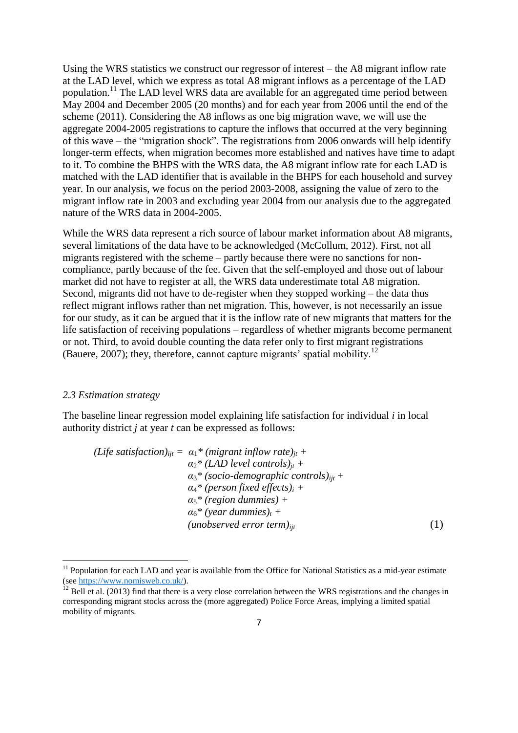Using the WRS statistics we construct our regressor of interest – the A8 migrant inflow rate at the LAD level, which we express as total A8 migrant inflows as a percentage of the LAD population.[11] The LAD level WRS data are available for an aggregated time period between May 2004 and December 2005 (20 months) and for each year from 2006 until the end of the scheme (2011). Considering the A8 inflows as one big migration wave, we will use the aggregate 2004-2005 registrations to capture the inflows that occurred at the very beginning of this wave – the "migration shock". The registrations from 2006 onwards will help identify longer-term effects, when migration becomes more established and natives have time to adapt to it. To combine the BHPS with the WRS data, the A8 migrant inflow rate for each LAD is matched with the LAD identifier that is available in the BHPS for each household and survey year. In our analysis, we focus on the period 2003-2008, assigning the value of zero to the migrant inflow rate in 2003 and excluding year 2004 from our analysis due to the aggregated nature of the WRS data in 2004-2005.

While the WRS data represent a rich source of labour market information about A8 migrants, several limitations of the data have to be acknowledged (McCollum, 2012). First, not all migrants registered with the scheme – partly because there were no sanctions for non-compliance, partly because of the fee. Given that the self-employed and those out of labour market did not have to register at all, the WRS data underestimate total A8 migration. Second, migrants did not have to de-register when they stopped working – the data thus reflect migrant inflows rather than net migration. This, however, is not necessarily an issue for our study, as it can be argued that it is the inflow rate of new migrants that matters for the life satisfaction of receiving populations – regardless of whether migrants become permanent or not. Third, to avoid double counting the data refer only to first migrant registrations (Bauere, 2007); they, therefore, cannot capture migrants' spatial mobility.[12]

### *2.3 Estimation strategy*

The baseline linear regression model explaining life satisfaction for individual *i* in local authority district *j* at year *t* can be expressed as follows:

$$
\begin{aligned}
(\textit{Life satisfaction})_{ijt} = \; & \alpha_1 * (\textit{migrant inflow rate})_{jt} + \\
& \alpha_2 * (\textit{LAD level controls})_{jt} + \\
& \alpha_3 * (\textit{socio-demographic controls})_{ijt} + \\
& \alpha_4 * (\textit{person fixed effects})_{i} + \\
& \alpha_5 * (\textit{region dummies}) + \\
& \alpha_6 * (\textit{year dummies})_{t} + \\
& (\textit{unobserved error term})_{ijt} \qquad (1)
\end{aligned}
$$

[11] Population for each LAD and year is available from the Office for National Statistics as a mid-year estimate (see https://www.nomisweb.co.uk/).

[12] Bell et al. (2013) find that there is a very close correlation between the WRS registrations and the changes in corresponding migrant stocks across the (more aggregated) Police Force Areas, implying a limited spatial mobility of migrants.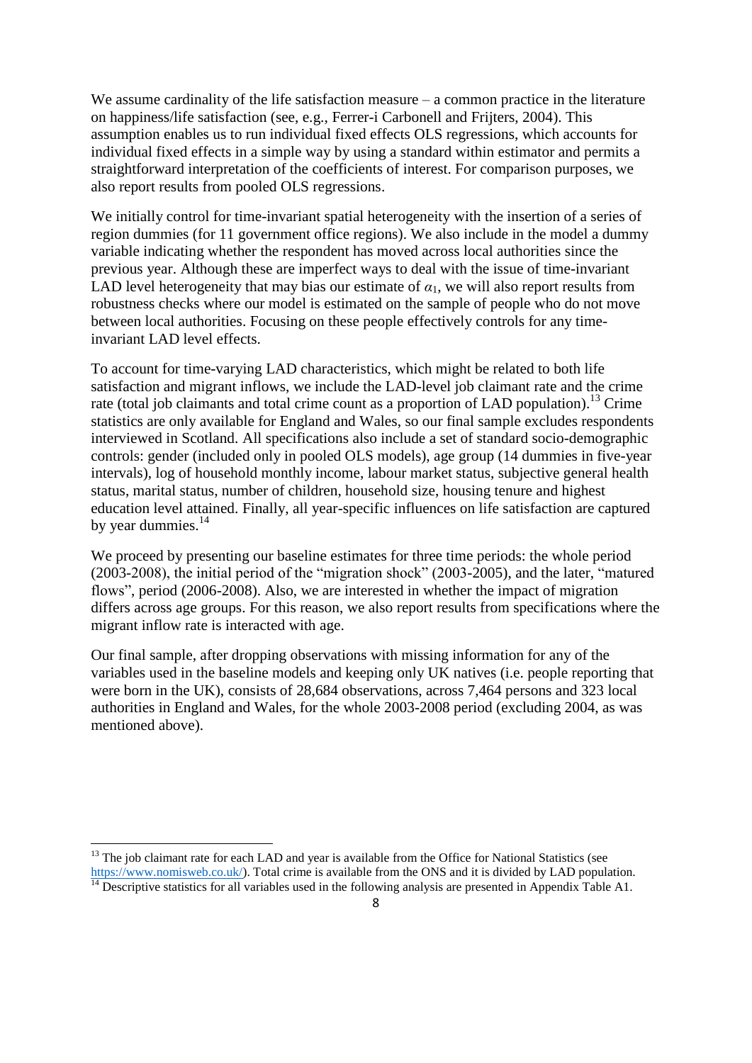We assume cardinality of the life satisfaction measure – a common practice in the literature on happiness/life satisfaction (see, e.g., Ferrer-i Carbonell and Frijters, 2004). This assumption enables us to run individual fixed effects OLS regressions, which accounts for individual fixed effects in a simple way by using a standard within estimator and permits a straightforward interpretation of the coefficients of interest. For comparison purposes, we also report results from pooled OLS regressions.

We initially control for time-invariant spatial heterogeneity with the insertion of a series of region dummies (for 11 government office regions). We also include in the model a dummy variable indicating whether the respondent has moved across local authorities since the previous year. Although these are imperfect ways to deal with the issue of time-invariant LAD level heterogeneity that may bias our estimate of $\alpha_1$, we will also report results from robustness checks where our model is estimated on the sample of people who do not move between local authorities. Focusing on these people effectively controls for any time-invariant LAD level effects.

To account for time-varying LAD characteristics, which might be related to both life satisfaction and migrant inflows, we include the LAD-level job claimant rate and the crime rate (total job claimants and total crime count as a proportion of LAD population).[13] Crime statistics are only available for England and Wales, so our final sample excludes respondents interviewed in Scotland. All specifications also include a set of standard socio-demographic controls: gender (included only in pooled OLS models), age group (14 dummies in five-year intervals), log of household monthly income, labour market status, subjective general health status, marital status, number of children, household size, housing tenure and highest education level attained. Finally, all year-specific influences on life satisfaction are captured by year dummies.[14]

We proceed by presenting our baseline estimates for three time periods: the whole period (2003-2008), the initial period of the "migration shock" (2003-2005), and the later, "matured flows", period (2006-2008). Also, we are interested in whether the impact of migration differs across age groups. For this reason, we also report results from specifications where the migrant inflow rate is interacted with age.

Our final sample, after dropping observations with missing information for any of the variables used in the baseline models and keeping only UK natives (i.e. people reporting that were born in the UK), consists of 28,684 observations, across 7,464 persons and 323 local authorities in England and Wales, for the whole 2003-2008 period (excluding 2004, as was mentioned above).

---

[13] The job claimant rate for each LAD and year is available from the Office for National Statistics (see https://www.nomisweb.co.uk/). Total crime is available from the ONS and it is divided by LAD population.

[14] Descriptive statistics for all variables used in the following analysis are presented in Appendix Table A1.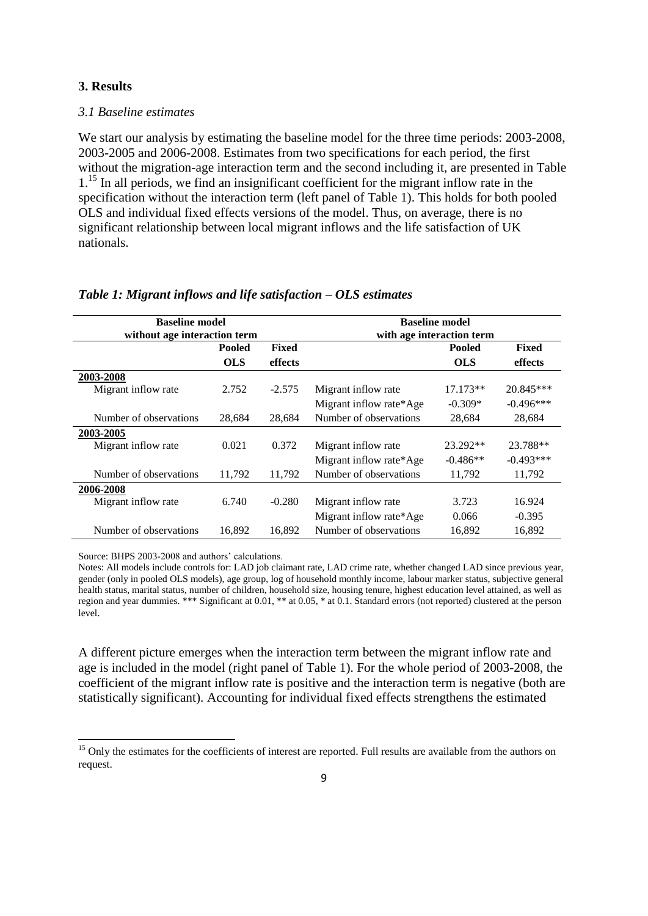## 3. Results

### *3.1 Baseline estimates*

We start our analysis by estimating the baseline model for the three time periods: 2003-2008, 2003-2005 and 2006-2008. Estimates from two specifications for each period, the first without the migration-age interaction term and the second including it, are presented in Table 1.[15] In all periods, we find an insignificant coefficient for the migrant inflow rate in the specification without the interaction term (left panel of Table 1). This holds for both pooled OLS and individual fixed effects versions of the model. Thus, on average, there is no significant relationship between local migrant inflows and the life satisfaction of UK nationals.

***Table 1: Migrant inflows and life satisfaction – OLS estimates***

| Baseline model without age interaction term | | | Baseline model with age interaction term | | |
|---|---|---|---|---|---|
| | **Pooled OLS** | **Fixed effects** | | **Pooled OLS** | **Fixed effects** |
| **2003-2008** | | | | | |
| Migrant inflow rate | 2.752 | -2.575 | Migrant inflow rate | 17.173** | 20.845*** |
| | | | Migrant inflow rate*Age | -0.309* | -0.496*** |
| Number of observations | 28,684 | 28,684 | Number of observations | 28,684 | 28,684 |
| **2003-2005** | | | | | |
| Migrant inflow rate | 0.021 | 0.372 | Migrant inflow rate | 23.292** | 23.788** |
| | | | Migrant inflow rate*Age | -0.486** | -0.493*** |
| Number of observations | 11,792 | 11,792 | Number of observations | 11,792 | 11,792 |
| **2006-2008** | | | | | |
| Migrant inflow rate | 6.740 | -0.280 | Migrant inflow rate | 3.723 | 16.924 |
| | | | Migrant inflow rate*Age | 0.066 | -0.395 |
| Number of observations | 16,892 | 16,892 | Number of observations | 16,892 | 16,892 |

Source: BHPS 2003-2008 and authors' calculations.

Notes: All models include controls for: LAD job claimant rate, LAD crime rate, whether changed LAD since previous year, gender (only in pooled OLS models), age group, log of household monthly income, labour marker status, subjective general health status, marital status, number of children, household size, housing tenure, highest education level attained, as well as region and year dummies. *** Significant at 0.01, ** at 0.05, * at 0.1. Standard errors (not reported) clustered at the person level.

A different picture emerges when the interaction term between the migrant inflow rate and age is included in the model (right panel of Table 1). For the whole period of 2003-2008, the coefficient of the migrant inflow rate is positive and the interaction term is negative (both are statistically significant). Accounting for individual fixed effects strengthens the estimated

[15] Only the estimates for the coefficients of interest are reported. Full results are available from the authors on request.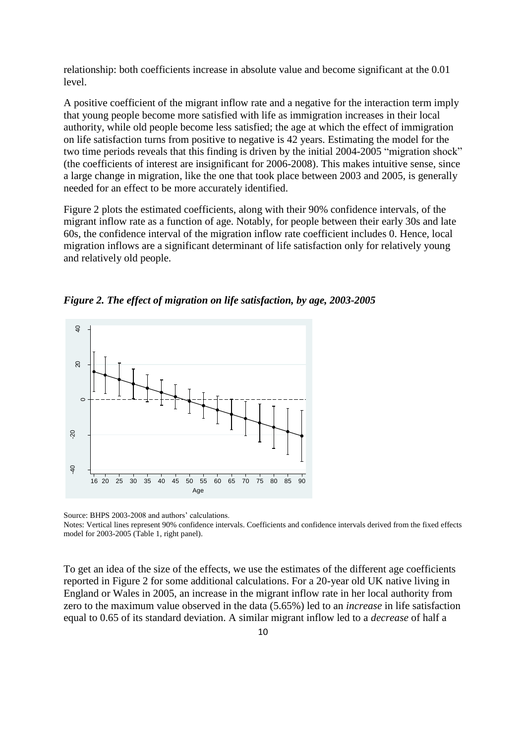relationship: both coefficients increase in absolute value and become significant at the 0.01 level.

A positive coefficient of the migrant inflow rate and a negative for the interaction term imply that young people become more satisfied with life as immigration increases in their local authority, while old people become less satisfied; the age at which the effect of immigration on life satisfaction turns from positive to negative is 42 years. Estimating the model for the two time periods reveals that this finding is driven by the initial 2004-2005 "migration shock" (the coefficients of interest are insignificant for 2006-2008). This makes intuitive sense, since a large change in migration, like the one that took place between 2003 and 2005, is generally needed for an effect to be more accurately identified.

Figure 2 plots the estimated coefficients, along with their 90% confidence intervals, of the migrant inflow rate as a function of age. Notably, for people between their early 30s and late 60s, the confidence interval of the migration inflow rate coefficient includes 0. Hence, local migration inflows are a significant determinant of life satisfaction only for relatively young and relatively old people.

***Figure 2. The effect of migration on life satisfaction, by age, 2003-2005***

Source: BHPS 2003-2008 and authors' calculations.

Notes: Vertical lines represent 90% confidence intervals. Coefficients and confidence intervals derived from the fixed effects model for 2003-2005 (Table 1, right panel).

To get an idea of the size of the effects, we use the estimates of the different age coefficients reported in Figure 2 for some additional calculations. For a 20-year old UK native living in England or Wales in 2005, an increase in the migrant inflow rate in her local authority from zero to the maximum value observed in the data (5.65%) led to an *increase* in life satisfaction equal to 0.65 of its standard deviation. A similar migrant inflow led to a *decrease* of half a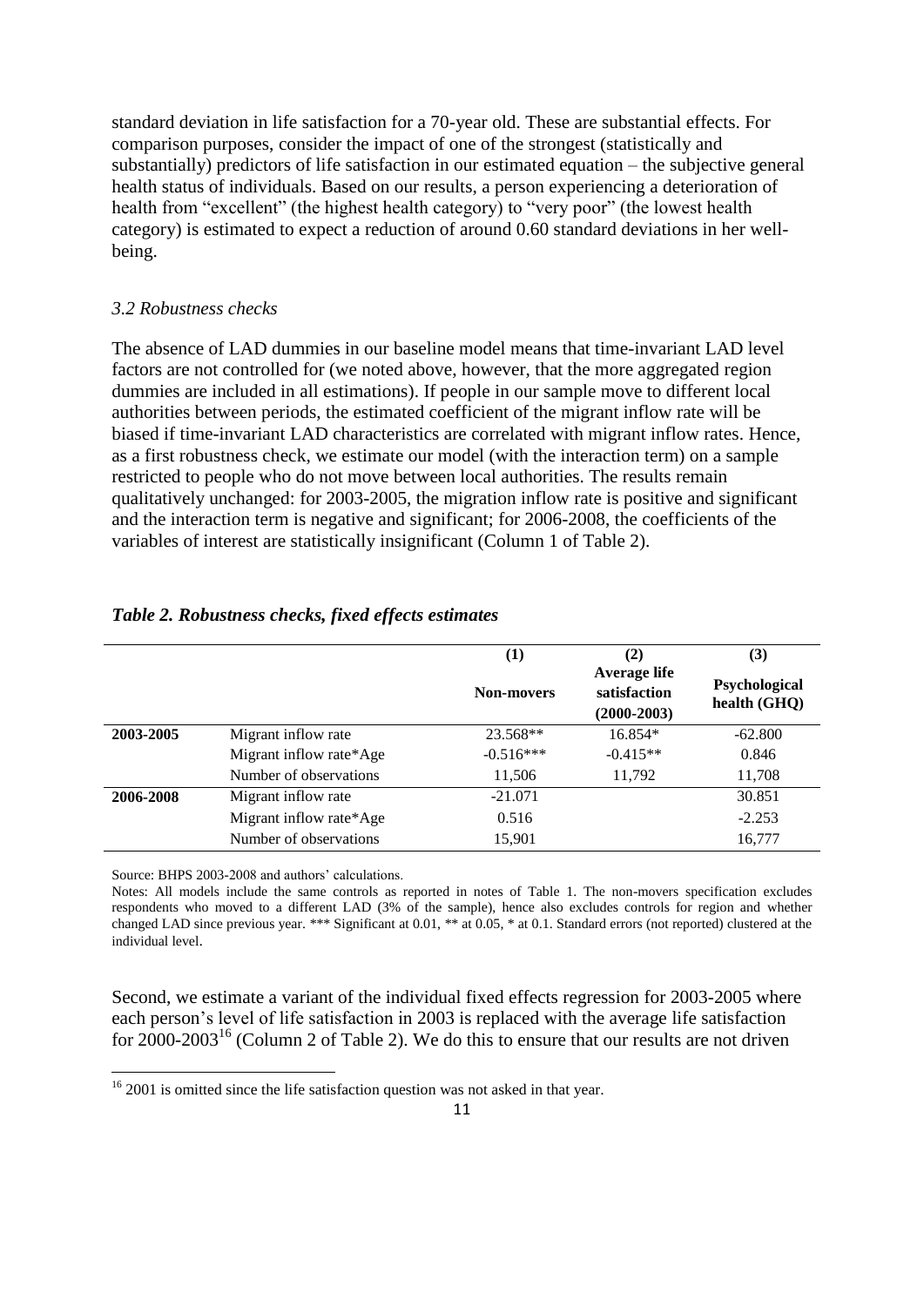standard deviation in life satisfaction for a 70-year old. These are substantial effects. For comparison purposes, consider the impact of one of the strongest (statistically and substantially) predictors of life satisfaction in our estimated equation – the subjective general health status of individuals. Based on our results, a person experiencing a deterioration of health from "excellent" (the highest health category) to "very poor" (the lowest health category) is estimated to expect a reduction of around 0.60 standard deviations in her well-being.

### *3.2 Robustness checks*

The absence of LAD dummies in our baseline model means that time-invariant LAD level factors are not controlled for (we noted above, however, that the more aggregated region dummies are included in all estimations). If people in our sample move to different local authorities between periods, the estimated coefficient of the migrant inflow rate will be biased if time-invariant LAD characteristics are correlated with migrant inflow rates. Hence, as a first robustness check, we estimate our model (with the interaction term) on a sample restricted to people who do not move between local authorities. The results remain qualitatively unchanged: for 2003-2005, the migration inflow rate is positive and significant and the interaction term is negative and significant; for 2006-2008, the coefficients of the variables of interest are statistically insignificant (Column 1 of Table 2).

***Table 2. Robustness checks, fixed effects estimates***

| | | (1) | (2) | (3) |
|---|---|---|---|---|
| | | **Non-movers** | **Average life satisfaction (2000-2003)** | **Psychological health (GHQ)** |
| **2003-2005** | Migrant inflow rate | 23.568** | 16.854* | -62.800 |
| | Migrant inflow rate*Age | -0.516*** | -0.415** | 0.846 |
| | Number of observations | 11,506 | 11,792 | 11,708 |
| **2006-2008** | Migrant inflow rate | -21.071 | | 30.851 |
| | Migrant inflow rate*Age | 0.516 | | -2.253 |
| | Number of observations | 15,901 | | 16,777 |

Source: BHPS 2003-2008 and authors' calculations.

Notes: All models include the same controls as reported in notes of Table 1. The non-movers specification excludes respondents who moved to a different LAD (3% of the sample), hence also excludes controls for region and whether changed LAD since previous year. *** Significant at 0.01, ** at 0.05, * at 0.1. Standard errors (not reported) clustered at the individual level.

Second, we estimate a variant of the individual fixed effects regression for 2003-2005 where each person's level of life satisfaction in 2003 is replaced with the average life satisfaction for 2000-2003[16] (Column 2 of Table 2). We do this to ensure that our results are not driven

[16] 2001 is omitted since the life satisfaction question was not asked in that year.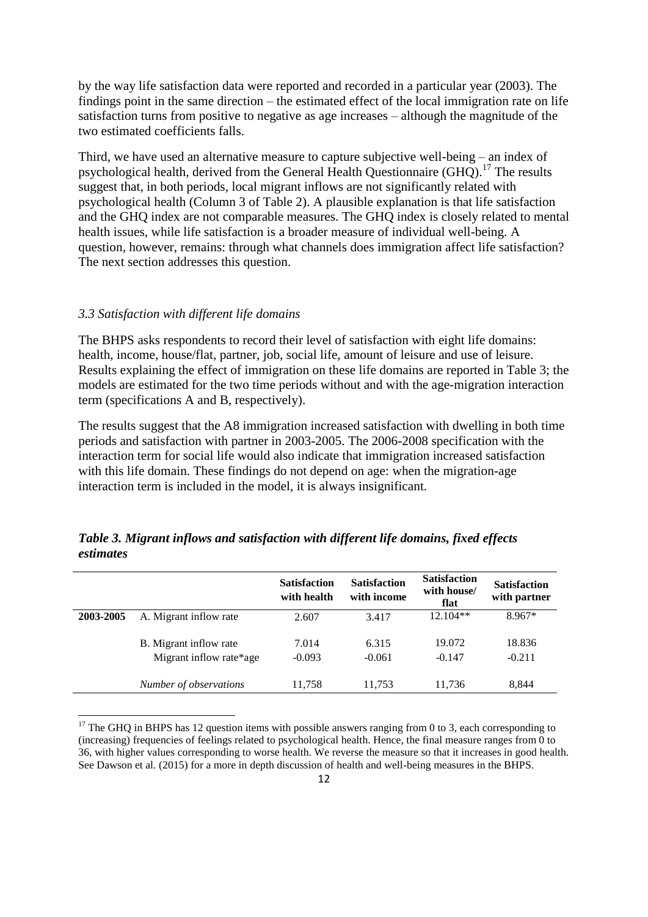by the way life satisfaction data were reported and recorded in a particular year (2003). The findings point in the same direction – the estimated effect of the local immigration rate on life satisfaction turns from positive to negative as age increases – although the magnitude of the two estimated coefficients falls.

Third, we have used an alternative measure to capture subjective well-being – an index of psychological health, derived from the General Health Questionnaire (GHQ).[17] The results suggest that, in both periods, local migrant inflows are not significantly related with psychological health (Column 3 of Table 2). A plausible explanation is that life satisfaction and the GHQ index are not comparable measures. The GHQ index is closely related to mental health issues, while life satisfaction is a broader measure of individual well-being. A question, however, remains: through what channels does immigration affect life satisfaction? The next section addresses this question.

### *3.3 Satisfaction with different life domains*

The BHPS asks respondents to record their level of satisfaction with eight life domains: health, income, house/flat, partner, job, social life, amount of leisure and use of leisure. Results explaining the effect of immigration on these life domains are reported in Table 3; the models are estimated for the two time periods without and with the age-migration interaction term (specifications A and B, respectively).

The results suggest that the A8 immigration increased satisfaction with dwelling in both time periods and satisfaction with partner in 2003-2005. The 2006-2008 specification with the interaction term for social life would also indicate that immigration increased satisfaction with this life domain. These findings do not depend on age: when the migration-age interaction term is included in the model, it is always insignificant.

***Table 3. Migrant inflows and satisfaction with different life domains, fixed effects estimates***

| | | Satisfaction with health | Satisfaction with income | Satisfaction with house/ flat | Satisfaction with partner |
|---|---|---|---|---|---|
| **2003-2005** | A. Migrant inflow rate | 2.607 | 3.417 | 12.104** | 8.967* |
| | B. Migrant inflow rate | 7.014 | 6.315 | 19.072 | 18.836 |
| | Migrant inflow rate*age | -0.093 | -0.061 | -0.147 | -0.211 |
| | *Number of observations* | 11,758 | 11,753 | 11,736 | 8,844 |

[17] The GHQ in BHPS has 12 question items with possible answers ranging from 0 to 3, each corresponding to (increasing) frequencies of feelings related to psychological health. Hence, the final measure ranges from 0 to 36, with higher values corresponding to worse health. We reverse the measure so that it increases in good health. See Dawson et al. (2015) for a more in depth discussion of health and well-being measures in the BHPS.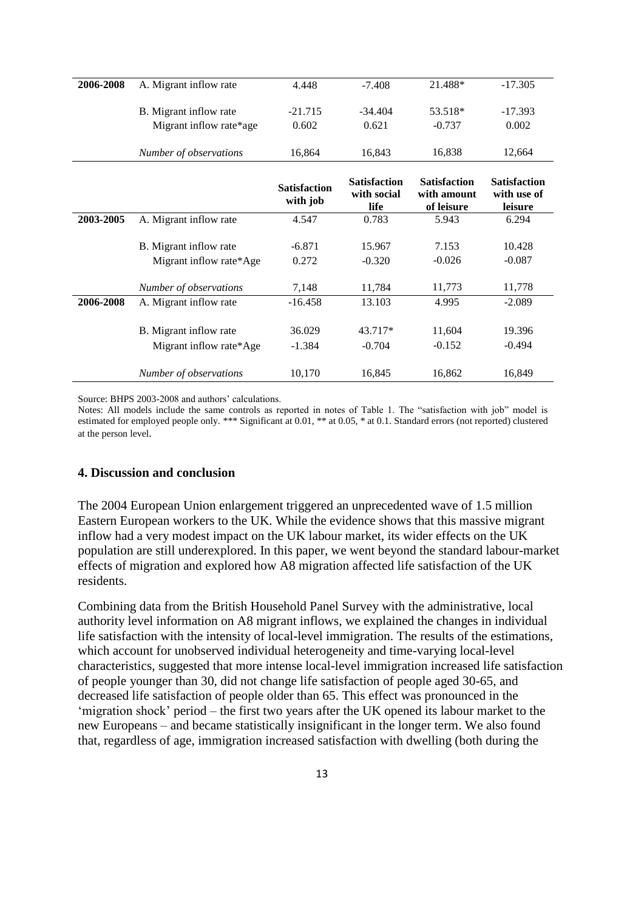| | | | | | |
|---|---|---|---|---|---|
| 2006-2008 | A. Migrant inflow rate | 4.448 | -7.408 | 21.488* | -17.305 |
| | B. Migrant inflow rate | -21.715 | -34.404 | 53.518* | -17.393 |
| | Migrant inflow rate*age | 0.602 | 0.621 | -0.737 | 0.002 |
| | *Number of observations* | 16,864 | 16,843 | 16,838 | 12,664 |

| | | **Satisfaction with job** | **Satisfaction with social life** | **Satisfaction with amount of leisure** | **Satisfaction with use of leisure** |
|---|---|---|---|---|---|
| **2003-2005** | A. Migrant inflow rate | 4.547 | 0.783 | 5.943 | 6.294 |
| | B. Migrant inflow rate | -6.871 | 15.967 | 7.153 | 10.428 |
| | Migrant inflow rate*Age | 0.272 | -0.320 | -0.026 | -0.087 |
| | *Number of observations* | 7,148 | 11,784 | 11,773 | 11,778 |
| **2006-2008** | A. Migrant inflow rate | -16.458 | 13.103 | 4.995 | -2.089 |
| | B. Migrant inflow rate | 36.029 | 43.717* | 11,604 | 19.396 |
| | Migrant inflow rate*Age | -1.384 | -0.704 | -0.152 | -0.494 |
| | *Number of observations* | 10,170 | 16,845 | 16,862 | 16,849 |

Source: BHPS 2003-2008 and authors' calculations.

Notes: All models include the same controls as reported in notes of Table 1. The "satisfaction with job" model is estimated for employed people only. *** Significant at 0.01, ** at 0.05, * at 0.1. Standard errors (not reported) clustered at the person level.

## 4. Discussion and conclusion

The 2004 European Union enlargement triggered an unprecedented wave of 1.5 million Eastern European workers to the UK. While the evidence shows that this massive migrant inflow had a very modest impact on the UK labour market, its wider effects on the UK population are still underexplored. In this paper, we went beyond the standard labour-market effects of migration and explored how A8 migration affected life satisfaction of the UK residents.

Combining data from the British Household Panel Survey with the administrative, local authority level information on A8 migrant inflows, we explained the changes in individual life satisfaction with the intensity of local-level immigration. The results of the estimations, which account for unobserved individual heterogeneity and time-varying local-level characteristics, suggested that more intense local-level immigration increased life satisfaction of people younger than 30, did not change life satisfaction of people aged 30-65, and decreased life satisfaction of people older than 65. This effect was pronounced in the 'migration shock' period – the first two years after the UK opened its labour market to the new Europeans – and became statistically insignificant in the longer term. We also found that, regardless of age, immigration increased satisfaction with dwelling (both during the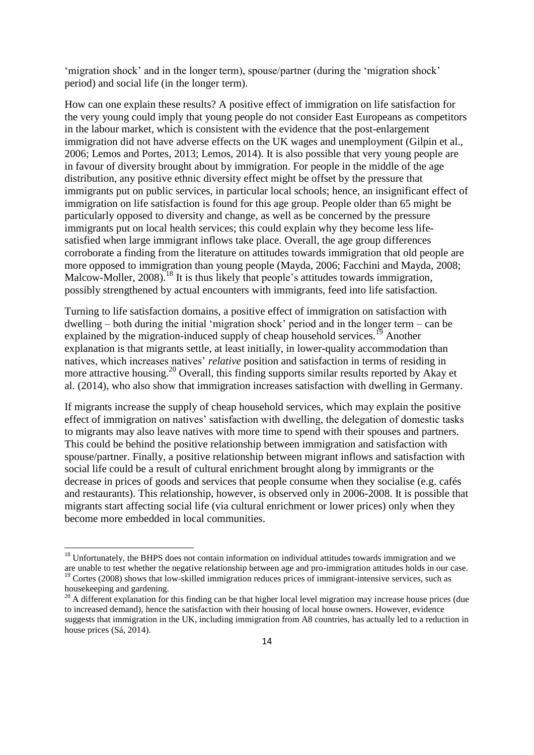'migration shock' and in the longer term), spouse/partner (during the 'migration shock' period) and social life (in the longer term).

How can one explain these results? A positive effect of immigration on life satisfaction for the very young could imply that young people do not consider East Europeans as competitors in the labour market, which is consistent with the evidence that the post-enlargement immigration did not have adverse effects on the UK wages and unemployment (Gilpin et al., 2006; Lemos and Portes, 2013; Lemos, 2014). It is also possible that very young people are in favour of diversity brought about by immigration. For people in the middle of the age distribution, any positive ethnic diversity effect might be offset by the pressure that immigrants put on public services, in particular local schools; hence, an insignificant effect of immigration on life satisfaction is found for this age group. People older than 65 might be particularly opposed to diversity and change, as well as be concerned by the pressure immigrants put on local health services; this could explain why they become less life-satisfied when large immigrant inflows take place. Overall, the age group differences corroborate a finding from the literature on attitudes towards immigration that old people are more opposed to immigration than young people (Mayda, 2006; Facchini and Mayda, 2008; Malcow-Moller, 2008).[18] It is thus likely that people's attitudes towards immigration, possibly strengthened by actual encounters with immigrants, feed into life satisfaction.

Turning to life satisfaction domains, a positive effect of immigration on satisfaction with dwelling – both during the initial 'migration shock' period and in the longer term – can be explained by the migration-induced supply of cheap household services.[19] Another explanation is that migrants settle, at least initially, in lower-quality accommodation than natives, which increases natives' *relative* position and satisfaction in terms of residing in more attractive housing.[20] Overall, this finding supports similar results reported by Akay et al. (2014), who also show that immigration increases satisfaction with dwelling in Germany.

If migrants increase the supply of cheap household services, which may explain the positive effect of immigration on natives' satisfaction with dwelling, the delegation of domestic tasks to migrants may also leave natives with more time to spend with their spouses and partners. This could be behind the positive relationship between immigration and satisfaction with spouse/partner. Finally, a positive relationship between migrant inflows and satisfaction with social life could be a result of cultural enrichment brought along by immigrants or the decrease in prices of goods and services that people consume when they socialise (e.g. cafés and restaurants). This relationship, however, is observed only in 2006-2008. It is possible that migrants start affecting social life (via cultural enrichment or lower prices) only when they become more embedded in local communities.

---

[18] Unfortunately, the BHPS does not contain information on individual attitudes towards immigration and we are unable to test whether the negative relationship between age and pro-immigration attitudes holds in our case.

[19] Cortes (2008) shows that low-skilled immigration reduces prices of immigrant-intensive services, such as housekeeping and gardening.

[20] A different explanation for this finding can be that higher local level migration may increase house prices (due to increased demand), hence the satisfaction with their housing of local house owners. However, evidence suggests that immigration in the UK, including immigration from A8 countries, has actually led to a reduction in house prices (Sá, 2014).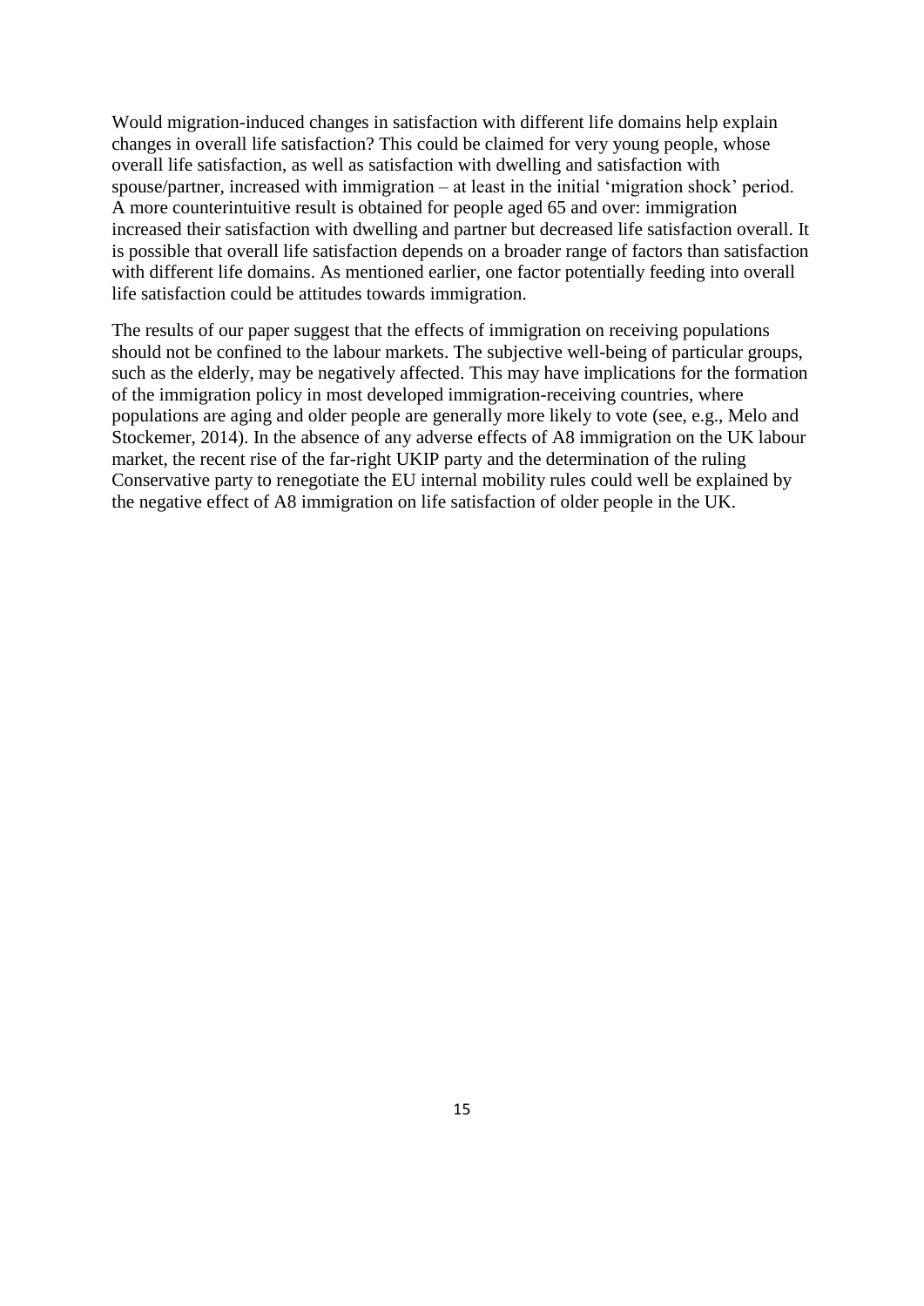Would migration-induced changes in satisfaction with different life domains help explain changes in overall life satisfaction? This could be claimed for very young people, whose overall life satisfaction, as well as satisfaction with dwelling and satisfaction with spouse/partner, increased with immigration – at least in the initial 'migration shock' period. A more counterintuitive result is obtained for people aged 65 and over: immigration increased their satisfaction with dwelling and partner but decreased life satisfaction overall. It is possible that overall life satisfaction depends on a broader range of factors than satisfaction with different life domains. As mentioned earlier, one factor potentially feeding into overall life satisfaction could be attitudes towards immigration.

The results of our paper suggest that the effects of immigration on receiving populations should not be confined to the labour markets. The subjective well-being of particular groups, such as the elderly, may be negatively affected. This may have implications for the formation of the immigration policy in most developed immigration-receiving countries, where populations are aging and older people are generally more likely to vote (see, e.g., Melo and Stockemer, 2014). In the absence of any adverse effects of A8 immigration on the UK labour market, the recent rise of the far-right UKIP party and the determination of the ruling Conservative party to renegotiate the EU internal mobility rules could well be explained by the negative effect of A8 immigration on life satisfaction of older people in the UK.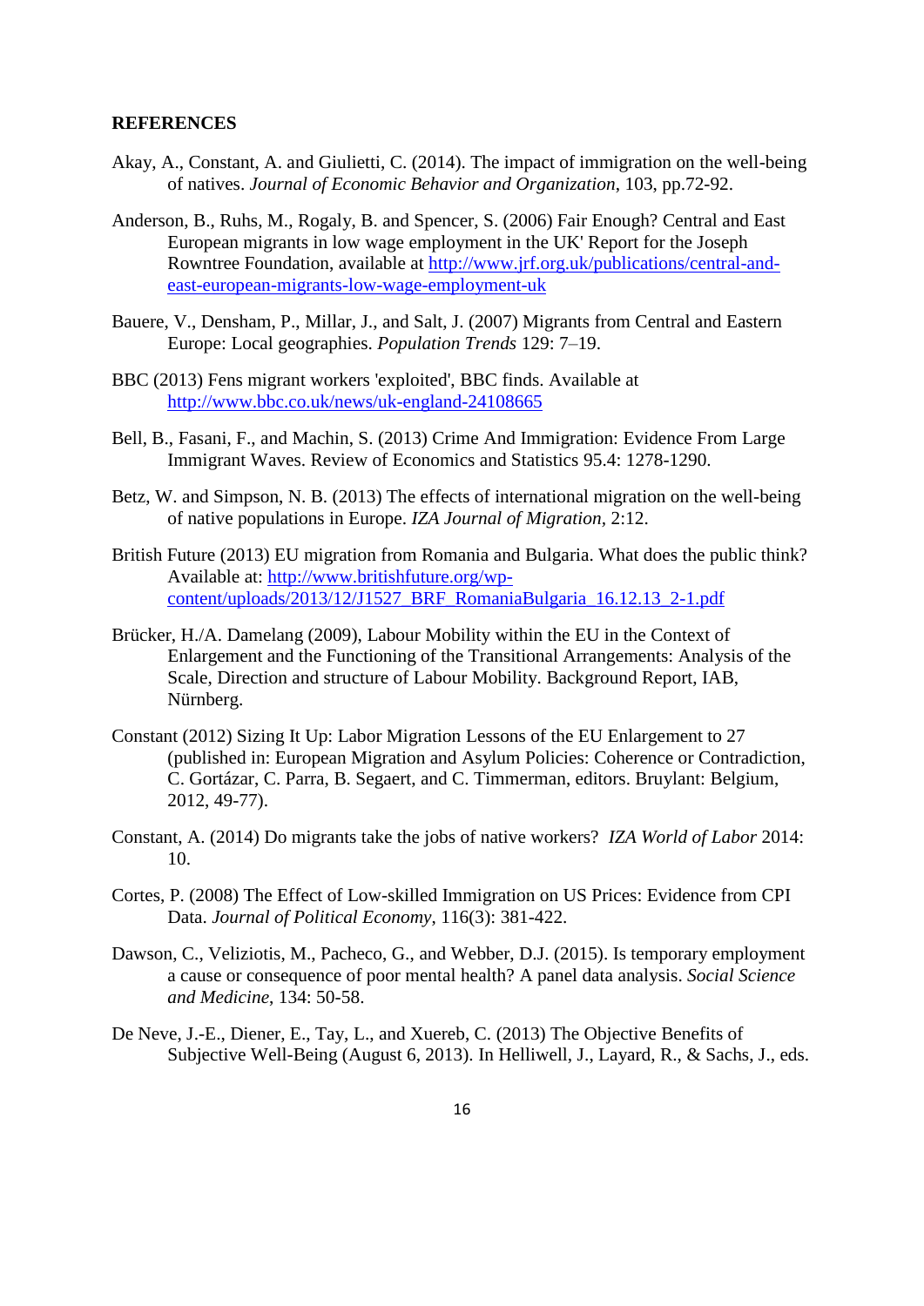**REFERENCES**

Akay, A., Constant, A. and Giulietti, C. (2014). The impact of immigration on the well-being of natives. *Journal of Economic Behavior and Organization*, 103, pp.72-92.

Anderson, B., Ruhs, M., Rogaly, B. and Spencer, S. (2006) Fair Enough? Central and East European migrants in low wage employment in the UK' Report for the Joseph Rowntree Foundation, available at http://www.jrf.org.uk/publications/central-and-east-european-migrants-low-wage-employment-uk

Bauere, V., Densham, P., Millar, J., and Salt, J. (2007) Migrants from Central and Eastern Europe: Local geographies. *Population Trends* 129: 7–19.

BBC (2013) Fens migrant workers 'exploited', BBC finds. Available at http://www.bbc.co.uk/news/uk-england-24108665

Bell, B., Fasani, F., and Machin, S. (2013) Crime And Immigration: Evidence From Large Immigrant Waves. Review of Economics and Statistics 95.4: 1278-1290.

Betz, W. and Simpson, N. B. (2013) The effects of international migration on the well-being of native populations in Europe. *IZA Journal of Migration*, 2:12.

British Future (2013) EU migration from Romania and Bulgaria. What does the public think? Available at: http://www.britishfuture.org/wp-content/uploads/2013/12/J1527_BRF_RomaniaBulgaria_16.12.13_2-1.pdf

Brücker, H./A. Damelang (2009), Labour Mobility within the EU in the Context of Enlargement and the Functioning of the Transitional Arrangements: Analysis of the Scale, Direction and structure of Labour Mobility. Background Report, IAB, Nürnberg.

Constant (2012) Sizing It Up: Labor Migration Lessons of the EU Enlargement to 27 (published in: European Migration and Asylum Policies: Coherence or Contradiction, C. Gortázar, C. Parra, B. Segaert, and C. Timmerman, editors. Bruylant: Belgium, 2012, 49-77).

Constant, A. (2014) Do migrants take the jobs of native workers? *IZA World of Labor* 2014: 10.

Cortes, P. (2008) The Effect of Low-skilled Immigration on US Prices: Evidence from CPI Data. *Journal of Political Economy*, 116(3): 381-422.

Dawson, C., Veliziotis, M., Pacheco, G., and Webber, D.J. (2015). Is temporary employment a cause or consequence of poor mental health? A panel data analysis. *Social Science and Medicine*, 134: 50-58.

De Neve, J.-E., Diener, E., Tay, L., and Xuereb, C. (2013) The Objective Benefits of Subjective Well-Being (August 6, 2013). In Helliwell, J., Layard, R., & Sachs, J., eds.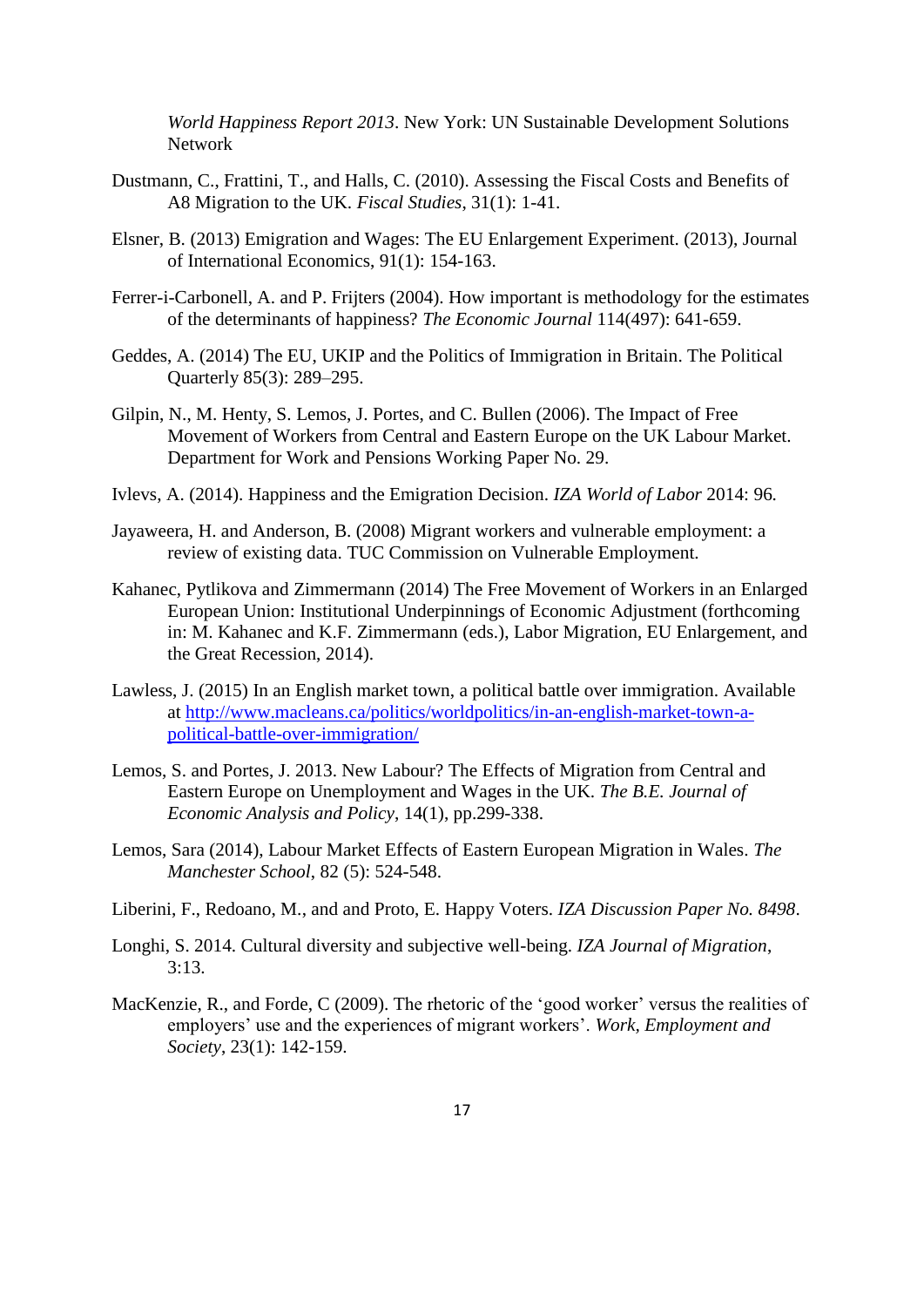*World Happiness Report 2013*. New York: UN Sustainable Development Solutions Network

Dustmann, C., Frattini, T., and Halls, C. (2010). Assessing the Fiscal Costs and Benefits of A8 Migration to the UK. *Fiscal Studies*, 31(1): 1-41.

Elsner, B. (2013) Emigration and Wages: The EU Enlargement Experiment. (2013), Journal of International Economics, 91(1): 154-163.

Ferrer-i-Carbonell, A. and P. Frijters (2004). How important is methodology for the estimates of the determinants of happiness? *The Economic Journal* 114(497): 641-659.

Geddes, A. (2014) The EU, UKIP and the Politics of Immigration in Britain. The Political Quarterly 85(3): 289–295.

Gilpin, N., M. Henty, S. Lemos, J. Portes, and C. Bullen (2006). The Impact of Free Movement of Workers from Central and Eastern Europe on the UK Labour Market. Department for Work and Pensions Working Paper No. 29.

Ivlevs, A. (2014). Happiness and the Emigration Decision. *IZA World of Labor* 2014: 96.

Jayaweera, H. and Anderson, B. (2008) Migrant workers and vulnerable employment: a review of existing data. TUC Commission on Vulnerable Employment.

Kahanec, Pytlikova and Zimmermann (2014) The Free Movement of Workers in an Enlarged European Union: Institutional Underpinnings of Economic Adjustment (forthcoming in: M. Kahanec and K.F. Zimmermann (eds.), Labor Migration, EU Enlargement, and the Great Recession, 2014).

Lawless, J. (2015) In an English market town, a political battle over immigration. Available at [http://www.macleans.ca/politics/worldpolitics/in-an-english-market-town-a-political-battle-over-immigration/](http://www.macleans.ca/politics/worldpolitics/in-an-english-market-town-a-political-battle-over-immigration/)

Lemos, S. and Portes, J. 2013. New Labour? The Effects of Migration from Central and Eastern Europe on Unemployment and Wages in the UK. *The B.E. Journal of Economic Analysis and Policy*, 14(1), pp.299-338.

Lemos, Sara (2014), Labour Market Effects of Eastern European Migration in Wales. *The Manchester School*, 82 (5): 524-548.

Liberini, F., Redoano, M., and and Proto, E. Happy Voters. *IZA Discussion Paper No. 8498*.

Longhi, S. 2014. Cultural diversity and subjective well-being. *IZA Journal of Migration*, 3:13.

MacKenzie, R., and Forde, C (2009). The rhetoric of the 'good worker' versus the realities of employers' use and the experiences of migrant workers'. *Work, Employment and Society*, 23(1): 142-159.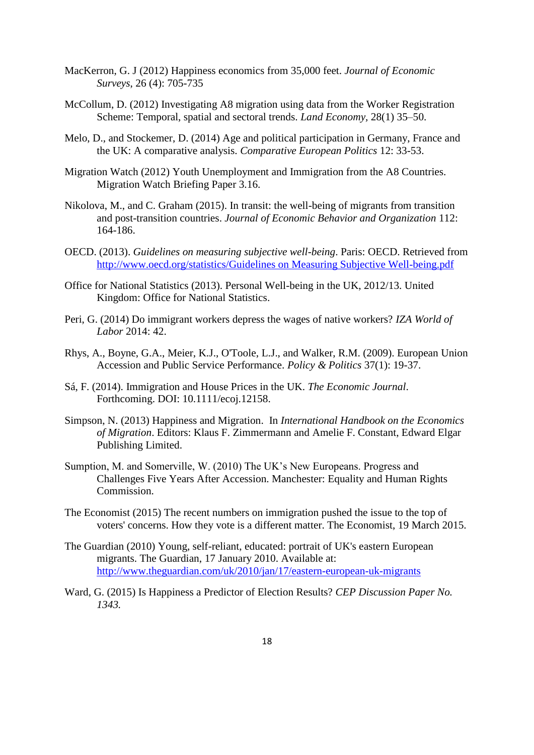MacKerron, G. J (2012) Happiness economics from 35,000 feet. *Journal of Economic Surveys*, 26 (4): 705-735

McCollum, D. (2012) Investigating A8 migration using data from the Worker Registration Scheme: Temporal, spatial and sectoral trends. *Land Economy*, 28(1) 35–50.

Melo, D., and Stockemer, D. (2014) Age and political participation in Germany, France and the UK: A comparative analysis. *Comparative European Politics* 12: 33-53.

Migration Watch (2012) Youth Unemployment and Immigration from the A8 Countries. Migration Watch Briefing Paper 3.16.

Nikolova, M., and C. Graham (2015). In transit: the well-being of migrants from transition and post-transition countries. *Journal of Economic Behavior and Organization* 112: 164-186.

OECD. (2013). *Guidelines on measuring subjective well-being*. Paris: OECD. Retrieved from http://www.oecd.org/statistics/Guidelines on Measuring Subjective Well-being.pdf

Office for National Statistics (2013). Personal Well-being in the UK, 2012/13. United Kingdom: Office for National Statistics.

Peri, G. (2014) Do immigrant workers depress the wages of native workers? *IZA World of Labor* 2014: 42.

Rhys, A., Boyne, G.A., Meier, K.J., O'Toole, L.J., and Walker, R.M. (2009). European Union Accession and Public Service Performance. *Policy & Politics* 37(1): 19-37.

Sá, F. (2014). Immigration and House Prices in the UK. *The Economic Journal*. Forthcoming. DOI: 10.1111/ecoj.12158.

Simpson, N. (2013) Happiness and Migration. In *International Handbook on the Economics of Migration*. Editors: Klaus F. Zimmermann and Amelie F. Constant, Edward Elgar Publishing Limited.

Sumption, M. and Somerville, W. (2010) The UK's New Europeans. Progress and Challenges Five Years After Accession. Manchester: Equality and Human Rights Commission.

The Economist (2015) The recent numbers on immigration pushed the issue to the top of voters' concerns. How they vote is a different matter. The Economist, 19 March 2015.

The Guardian (2010) Young, self-reliant, educated: portrait of UK's eastern European migrants. The Guardian, 17 January 2010. Available at: http://www.theguardian.com/uk/2010/jan/17/eastern-european-uk-migrants

Ward, G. (2015) Is Happiness a Predictor of Election Results? *CEP Discussion Paper No. 1343.*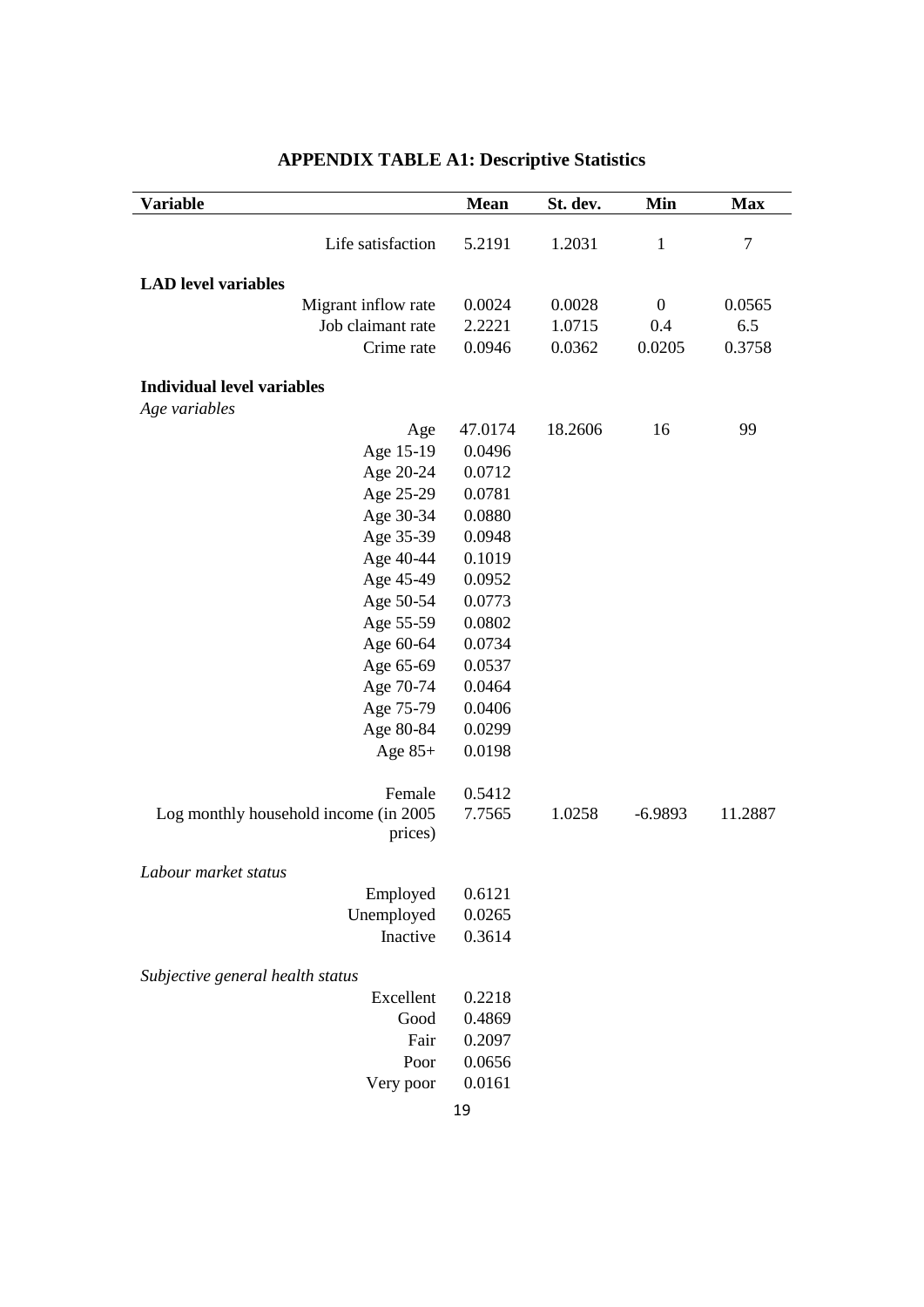# APPENDIX TABLE A1: Descriptive Statistics

| Variable | Mean | St. dev. | Min | Max |
|---|---|---|---|---|
| Life satisfaction | 5.2191 | 1.2031 | 1 | 7 |
| **LAD level variables** | | | | |
| Migrant inflow rate | 0.0024 | 0.0028 | 0 | 0.0565 |
| Job claimant rate | 2.2221 | 1.0715 | 0.4 | 6.5 |
| Crime rate | 0.0946 | 0.0362 | 0.0205 | 0.3758 |
| **Individual level variables** | | | | |
| *Age variables* | | | | |
| Age | 47.0174 | 18.2606 | 16 | 99 |
| Age 15-19 | 0.0496 | | | |
| Age 20-24 | 0.0712 | | | |
| Age 25-29 | 0.0781 | | | |
| Age 30-34 | 0.0880 | | | |
| Age 35-39 | 0.0948 | | | |
| Age 40-44 | 0.1019 | | | |
| Age 45-49 | 0.0952 | | | |
| Age 50-54 | 0.0773 | | | |
| Age 55-59 | 0.0802 | | | |
| Age 60-64 | 0.0734 | | | |
| Age 65-69 | 0.0537 | | | |
| Age 70-74 | 0.0464 | | | |
| Age 75-79 | 0.0406 | | | |
| Age 80-84 | 0.0299 | | | |
| Age 85+ | 0.0198 | | | |
| Female | 0.5412 | | | |
| Log monthly household income (in 2005 prices) | 7.7565 | 1.0258 | -6.9893 | 11.2887 |
| *Labour market status* | | | | |
| Employed | 0.6121 | | | |
| Unemployed | 0.0265 | | | |
| Inactive | 0.3614 | | | |
| *Subjective general health status* | | | | |
| Excellent | 0.2218 | | | |
| Good | 0.4869 | | | |
| Fair | 0.2097 | | | |
| Poor | 0.0656 | | | |
| Very poor | 0.0161 | | | |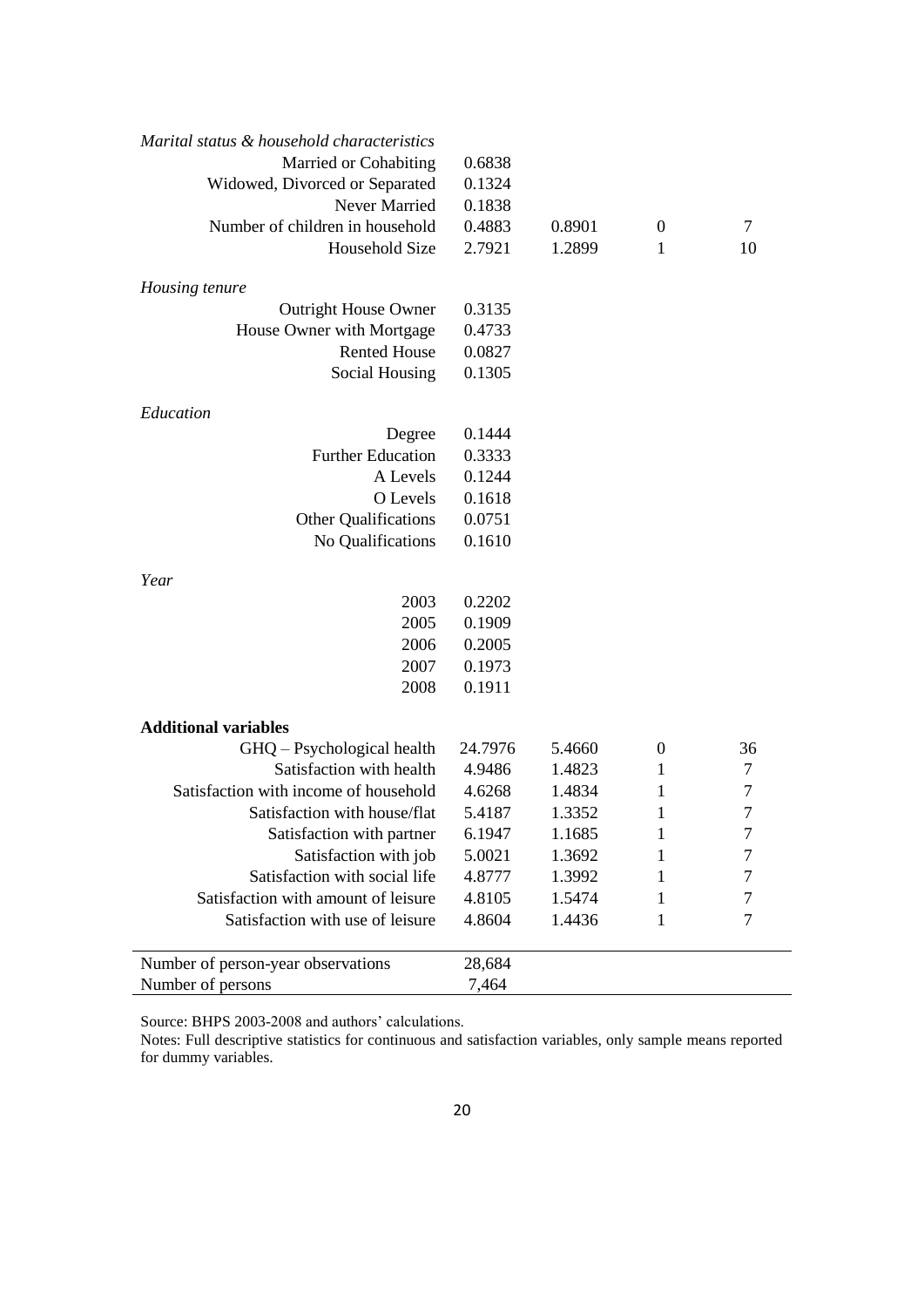| | | | | |
|---|---|---|---|---|
| *Marital status & household characteristics* | | | | |
| Married or Cohabiting | 0.6838 | | | |
| Widowed, Divorced or Separated | 0.1324 | | | |
| Never Married | 0.1838 | | | |
| Number of children in household | 0.4883 | 0.8901 | 0 | 7 |
| Household Size | 2.7921 | 1.2899 | 1 | 10 |
| *Housing tenure* | | | | |
| Outright House Owner | 0.3135 | | | |
| House Owner with Mortgage | 0.4733 | | | |
| Rented House | 0.0827 | | | |
| Social Housing | 0.1305 | | | |
| *Education* | | | | |
| Degree | 0.1444 | | | |
| Further Education | 0.3333 | | | |
| A Levels | 0.1244 | | | |
| O Levels | 0.1618 | | | |
| Other Qualifications | 0.0751 | | | |
| No Qualifications | 0.1610 | | | |
| *Year* | | | | |
| 2003 | 0.2202 | | | |
| 2005 | 0.1909 | | | |
| 2006 | 0.2005 | | | |
| 2007 | 0.1973 | | | |
| 2008 | 0.1911 | | | |
| **Additional variables** | | | | |
| GHQ – Psychological health | 24.7976 | 5.4660 | 0 | 36 |
| Satisfaction with health | 4.9486 | 1.4823 | 1 | 7 |
| Satisfaction with income of household | 4.6268 | 1.4834 | 1 | 7 |
| Satisfaction with house/flat | 5.4187 | 1.3352 | 1 | 7 |
| Satisfaction with partner | 6.1947 | 1.1685 | 1 | 7 |
| Satisfaction with job | 5.0021 | 1.3692 | 1 | 7 |
| Satisfaction with social life | 4.8777 | 1.3992 | 1 | 7 |
| Satisfaction with amount of leisure | 4.8105 | 1.5474 | 1 | 7 |
| Satisfaction with use of leisure | 4.8604 | 1.4436 | 1 | 7 |
| Number of person-year observations | 28,684 | | | |
| Number of persons | 7,464 | | | |

Source: BHPS 2003-2008 and authors' calculations.

Notes: Full descriptive statistics for continuous and satisfaction variables, only sample means reported for dummy variables.